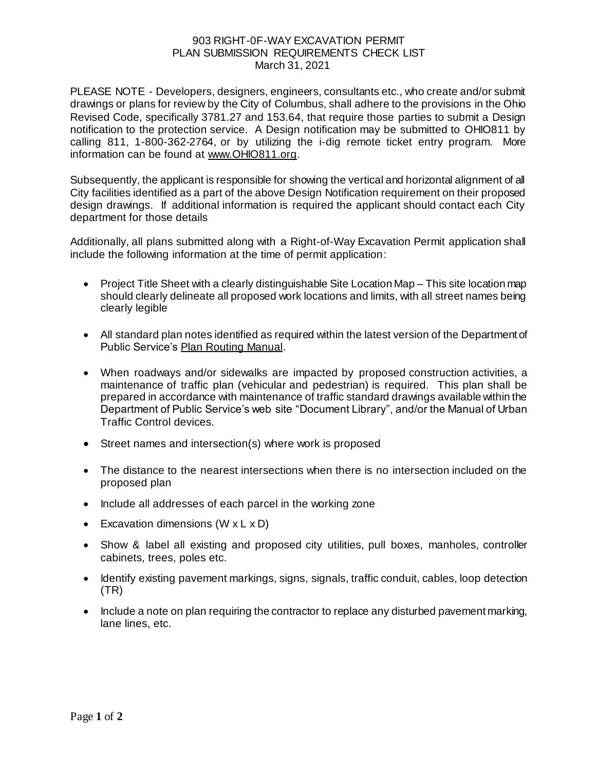# 903 RIGHT-0F-WAY EXCAVATION PERMIT
## PLAN SUBMISSION REQUIREMENTS CHECK LIST
March 31, 2021

PLEASE NOTE - Developers, designers, engineers, consultants etc., who create and/or submit drawings or plans for review by the City of Columbus, shall adhere to the provisions in the Ohio Revised Code, specifically 3781.27 and 153.64, that require those parties to submit a Design notification to the protection service. A Design notification may be submitted to OHIO811 by calling 811, 1-800-362-2764, or by utilizing the i-dig remote ticket entry program. More information can be found at www.OHIO811.org.

Subsequently, the applicant is responsible for showing the vertical and horizontal alignment of all City facilities identified as a part of the above Design Notification requirement on their proposed design drawings. If additional information is required the applicant should contact each City department for those details

Additionally, all plans submitted along with a Right-of-Way Excavation Permit application shall include the following information at the time of permit application:

- Project Title Sheet with a clearly distinguishable Site Location Map – This site location map should clearly delineate all proposed work locations and limits, with all street names being clearly legible
- All standard plan notes identified as required within the latest version of the Department of Public Service's Plan Routing Manual.
- When roadways and/or sidewalks are impacted by proposed construction activities, a maintenance of traffic plan (vehicular and pedestrian) is required. This plan shall be prepared in accordance with maintenance of traffic standard drawings available within the Department of Public Service's web site "Document Library", and/or the Manual of Urban Traffic Control devices.
- Street names and intersection(s) where work is proposed
- The distance to the nearest intersections when there is no intersection included on the proposed plan
- Include all addresses of each parcel in the working zone
- Excavation dimensions (W x L x D)
- Show & label all existing and proposed city utilities, pull boxes, manholes, controller cabinets, trees, poles etc.
- Identify existing pavement markings, signs, signals, traffic conduit, cables, loop detection (TR)
- Include a note on plan requiring the contractor to replace any disturbed pavement marking, lane lines, etc.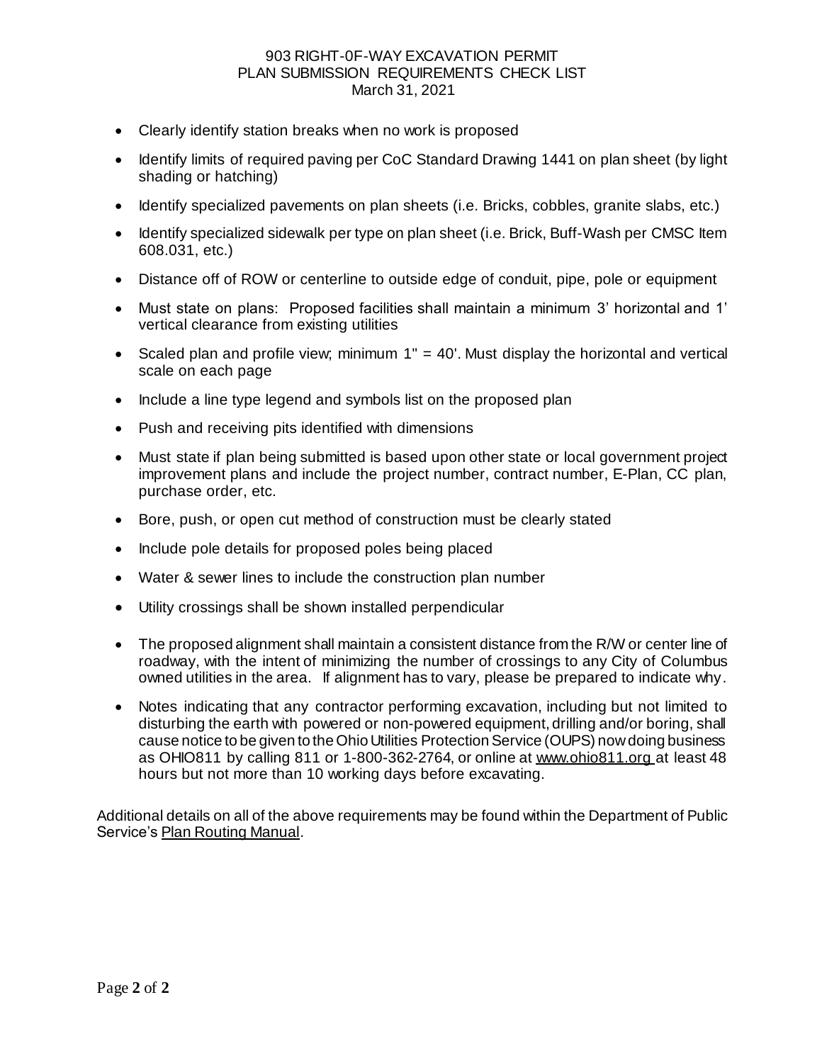903 RIGHT-0F-WAY EXCAVATION PERMIT
PLAN SUBMISSION REQUIREMENTS CHECK LIST
March 31, 2021

- Clearly identify station breaks when no work is proposed
- Identify limits of required paving per CoC Standard Drawing 1441 on plan sheet (by light shading or hatching)
- Identify specialized pavements on plan sheets (i.e. Bricks, cobbles, granite slabs, etc.)
- Identify specialized sidewalk per type on plan sheet (i.e. Brick, Buff-Wash per CMSC Item 608.031, etc.)
- Distance off of ROW or centerline to outside edge of conduit, pipe, pole or equipment
- Must state on plans: Proposed facilities shall maintain a minimum 3' horizontal and 1' vertical clearance from existing utilities
- Scaled plan and profile view; minimum 1" = 40'. Must display the horizontal and vertical scale on each page
- Include a line type legend and symbols list on the proposed plan
- Push and receiving pits identified with dimensions
- Must state if plan being submitted is based upon other state or local government project improvement plans and include the project number, contract number, E-Plan, CC plan, purchase order, etc.
- Bore, push, or open cut method of construction must be clearly stated
- Include pole details for proposed poles being placed
- Water & sewer lines to include the construction plan number
- Utility crossings shall be shown installed perpendicular
- The proposed alignment shall maintain a consistent distance from the R/W or center line of roadway, with the intent of minimizing the number of crossings to any City of Columbus owned utilities in the area. If alignment has to vary, please be prepared to indicate why.
- Notes indicating that any contractor performing excavation, including but not limited to disturbing the earth with powered or non-powered equipment, drilling and/or boring, shall cause notice to be given to the Ohio Utilities Protection Service (OUPS) now doing business as OHIO811 by calling 811 or 1-800-362-2764, or online at www.ohio811.org at least 48 hours but not more than 10 working days before excavating.

Additional details on all of the above requirements may be found within the Department of Public Service's Plan Routing Manual.